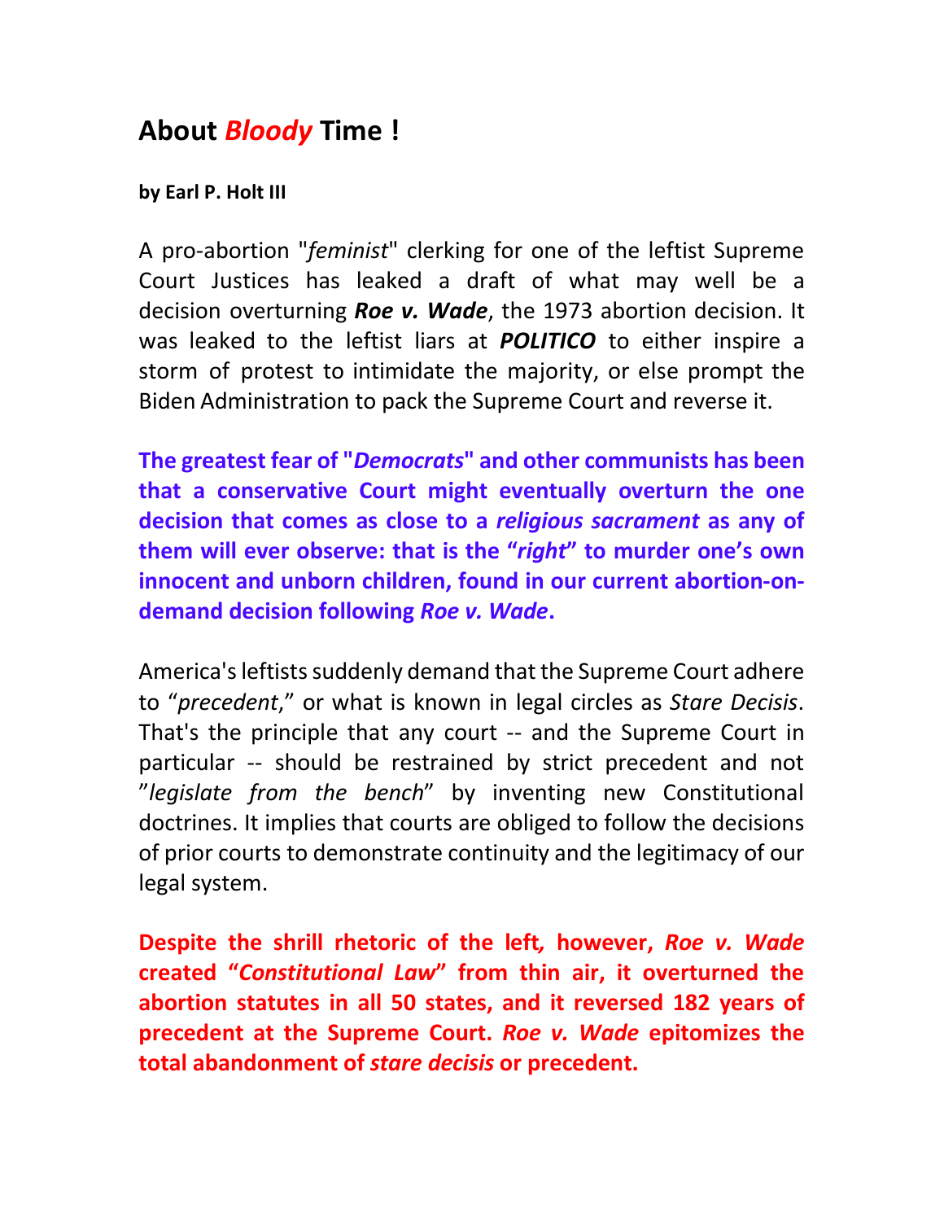# About *Bloody* Time !

**by Earl P. Holt III**

A pro-abortion "*feminist*" clerking for one of the leftist Supreme Court Justices has leaked a draft of what may well be a decision overturning ***Roe v. Wade***, the 1973 abortion decision. It was leaked to the leftist liars at ***POLITICO*** to either inspire a storm of protest to intimidate the majority, or else prompt the Biden Administration to pack the Supreme Court and reverse it.

**The greatest fear of "*Democrats*" and other communists has been that a conservative Court might eventually overturn the one decision that comes as close to a *religious sacrament* as any of them will ever observe: that is the "*right*" to murder one's own innocent and unborn children, found in our current abortion-on-demand decision following *Roe v. Wade*.**

America's leftists suddenly demand that the Supreme Court adhere to "*precedent*," or what is known in legal circles as *Stare Decisis*. That's the principle that any court -- and the Supreme Court in particular -- should be restrained by strict precedent and not "*legislate from the bench*" by inventing new Constitutional doctrines. It implies that courts are obliged to follow the decisions of prior courts to demonstrate continuity and the legitimacy of our legal system.

**Despite the shrill rhetoric of the left, however, *Roe v. Wade* created "*Constitutional Law*" from thin air, it overturned the abortion statutes in all 50 states, and it reversed 182 years of precedent at the Supreme Court. *Roe v. Wade* epitomizes the total abandonment of *stare decisis* or precedent.**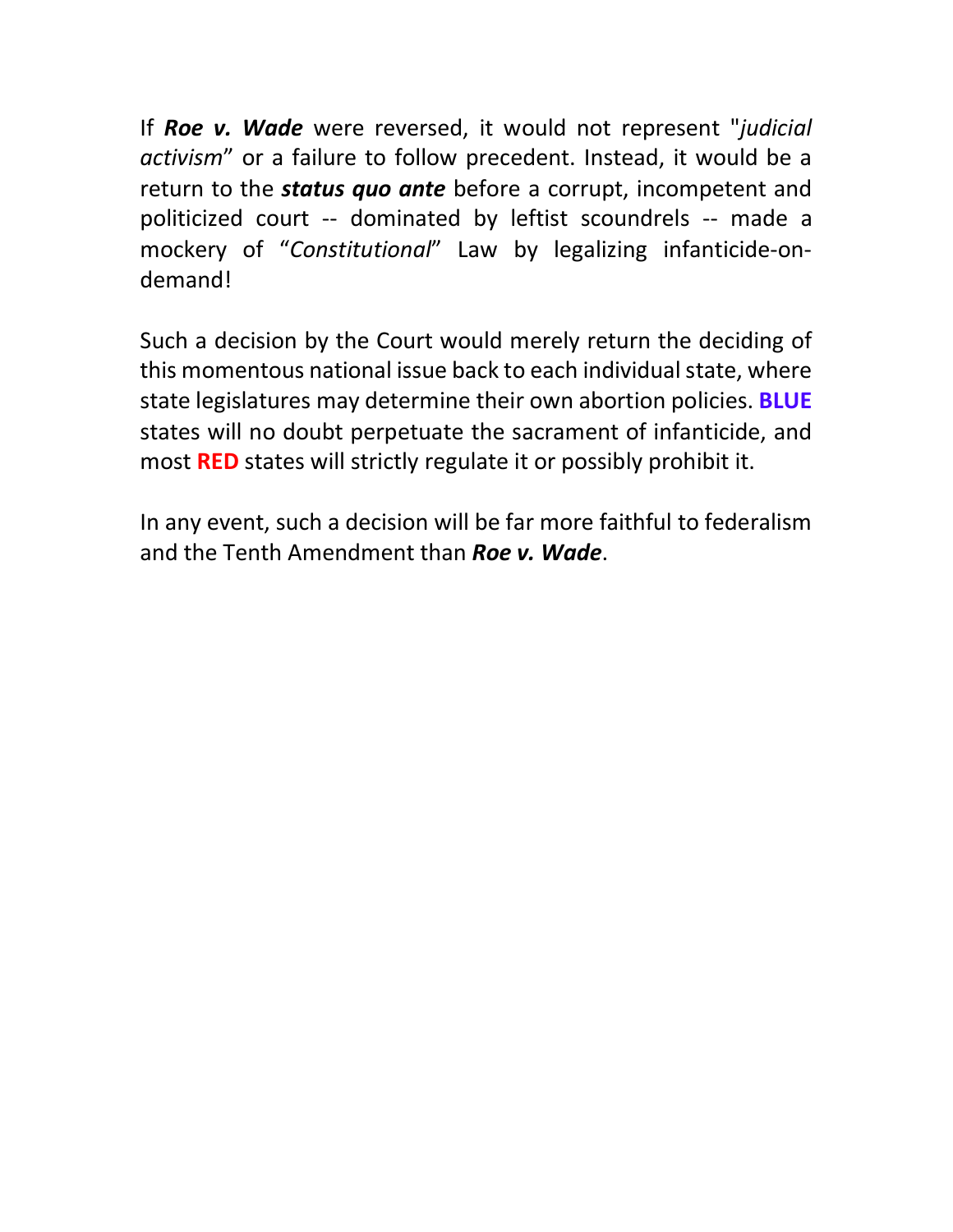If ***Roe v. Wade*** were reversed, it would not represent "*judicial activism*" or a failure to follow precedent. Instead, it would be a return to the ***status quo ante*** before a corrupt, incompetent and politicized court -- dominated by leftist scoundrels -- made a mockery of "*Constitutional*" Law by legalizing infanticide-on-demand!

Such a decision by the Court would merely return the deciding of this momentous national issue back to each individual state, where state legislatures may determine their own abortion policies. **BLUE** states will no doubt perpetuate the sacrament of infanticide, and most **RED** states will strictly regulate it or possibly prohibit it.

In any event, such a decision will be far more faithful to federalism and the Tenth Amendment than ***Roe v. Wade***.